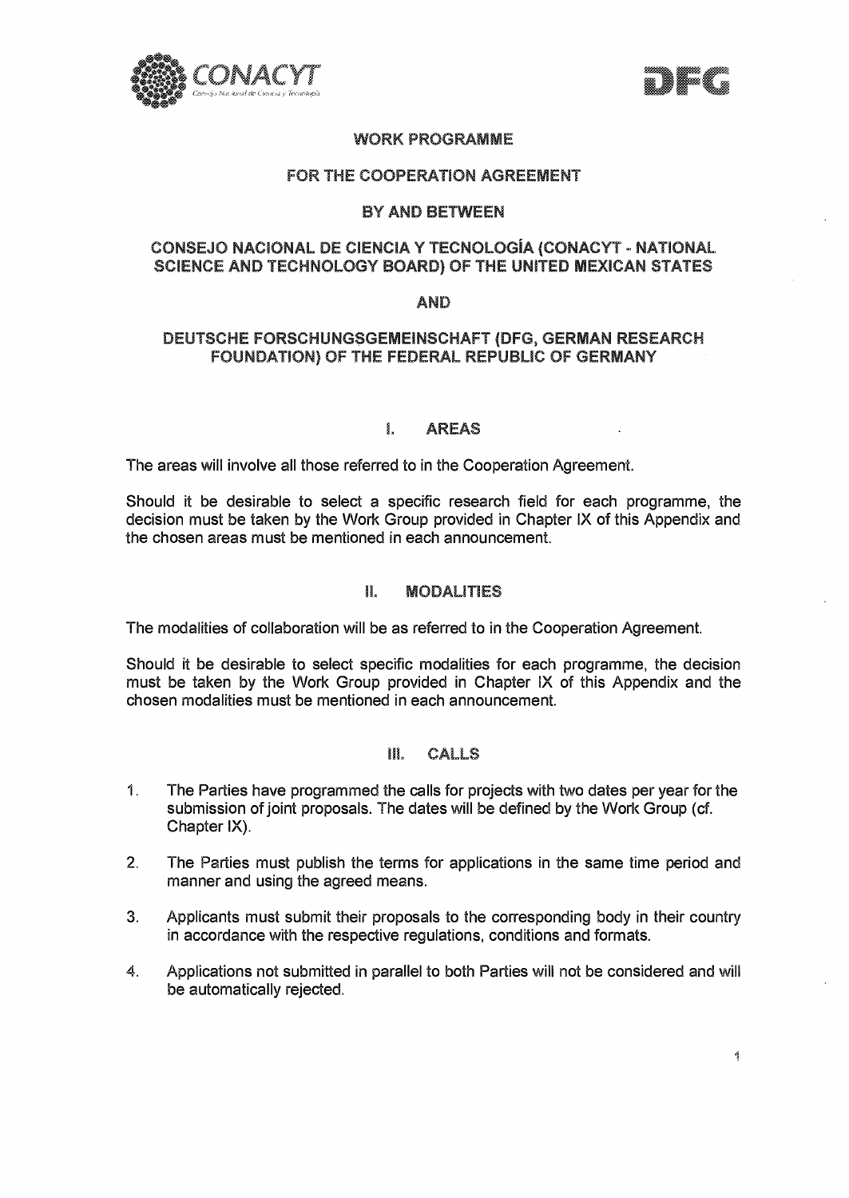# WORK PROGRAMME

## FOR THE COOPERATION AGREEMENT

## BY AND BETWEEN

## CONSEJO NACIONAL DE CIENCIA Y TECNOLOGÍA (CONACYT - NATIONAL SCIENCE AND TECHNOLOGY BOARD) OF THE UNITED MEXICAN STATES

## AND

## DEUTSCHE FORSCHUNGSGEMEINSCHAFT (DFG, GERMAN RESEARCH FOUNDATION) OF THE FEDERAL REPUBLIC OF GERMANY

### I. AREAS

The areas will involve all those referred to in the Cooperation Agreement.

Should it be desirable to select a specific research field for each programme, the decision must be taken by the Work Group provided in Chapter IX of this Appendix and the chosen areas must be mentioned in each announcement.

### II. MODALITIES

The modalities of collaboration will be as referred to in the Cooperation Agreement.

Should it be desirable to select specific modalities for each programme, the decision must be taken by the Work Group provided in Chapter IX of this Appendix and the chosen modalities must be mentioned in each announcement.

### III. CALLS

1. The Parties have programmed the calls for projects with two dates per year for the submission of joint proposals. The dates will be defined by the Work Group (cf. Chapter IX).

2. The Parties must publish the terms for applications in the same time period and manner and using the agreed means.

3. Applicants must submit their proposals to the corresponding body in their country in accordance with the respective regulations, conditions and formats.

4. Applications not submitted in parallel to both Parties will not be considered and will be automatically rejected.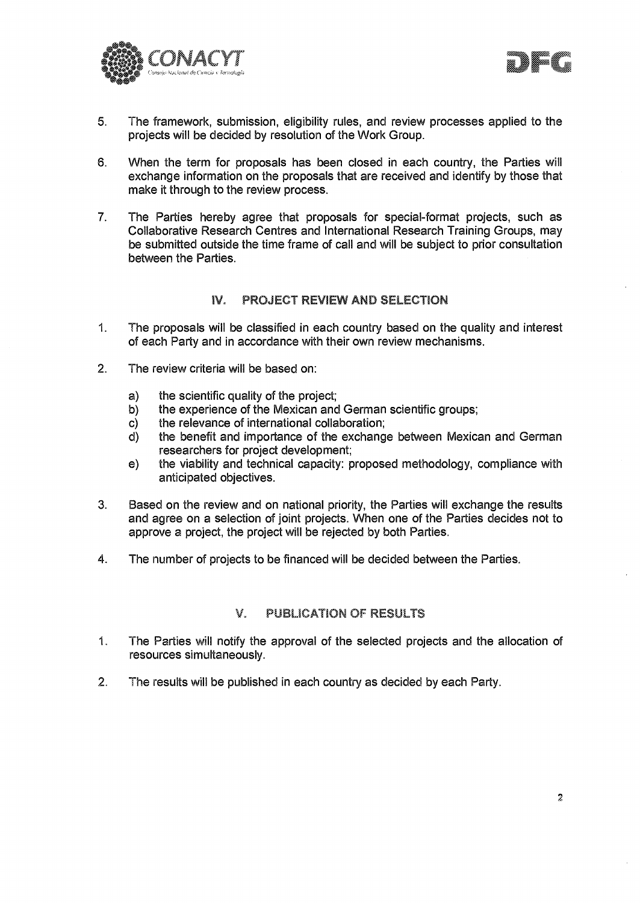5. The framework, submission, eligibility rules, and review processes applied to the projects will be decided by resolution of the Work Group.

6. When the term for proposals has been closed in each country, the Parties will exchange information on the proposals that are received and identify by those that make it through to the review process.

7. The Parties hereby agree that proposals for special-format projects, such as Collaborative Research Centres and International Research Training Groups, may be submitted outside the time frame of call and will be subject to prior consultation between the Parties.

## IV. PROJECT REVIEW AND SELECTION

1. The proposals will be classified in each country based on the quality and interest of each Party and in accordance with their own review mechanisms.

2. The review criteria will be based on:

   a) the scientific quality of the project;
   b) the experience of the Mexican and German scientific groups;
   c) the relevance of international collaboration;
   d) the benefit and importance of the exchange between Mexican and German researchers for project development;
   e) the viability and technical capacity: proposed methodology, compliance with anticipated objectives.

3. Based on the review and on national priority, the Parties will exchange the results and agree on a selection of joint projects. When one of the Parties decides not to approve a project, the project will be rejected by both Parties.

4. The number of projects to be financed will be decided between the Parties.

## V. PUBLICATION OF RESULTS

1. The Parties will notify the approval of the selected projects and the allocation of resources simultaneously.

2. The results will be published in each country as decided by each Party.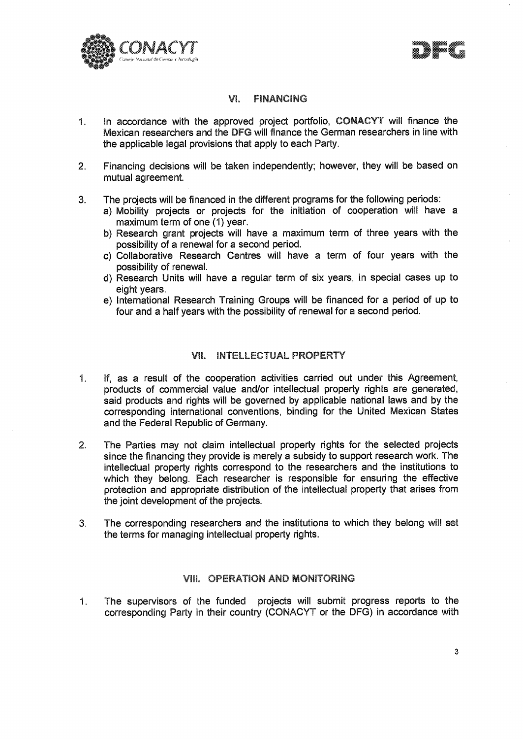## VI. FINANCING

1. In accordance with the approved project portfolio, **CONACYT** will finance the Mexican researchers and the **DFG** will finance the German researchers in line with the applicable legal provisions that apply to each Party.

2. Financing decisions will be taken independently; however, they will be based on mutual agreement.

3. The projects will be financed in the different programs for the following periods:
   a) Mobility projects or projects for the initiation of cooperation will have a maximum term of one (1) year.
   b) Research grant projects will have a maximum term of three years with the possibility of a renewal for a second period.
   c) Collaborative Research Centres will have a term of four years with the possibility of renewal.
   d) Research Units will have a regular term of six years, in special cases up to eight years.
   e) International Research Training Groups will be financed for a period of up to four and a half years with the possibility of renewal for a second period.

## VII. INTELLECTUAL PROPERTY

1. If, as a result of the cooperation activities carried out under this Agreement, products of commercial value and/or intellectual property rights are generated, said products and rights will be governed by applicable national laws and by the corresponding international conventions, binding for the United Mexican States and the Federal Republic of Germany.

2. The Parties may not claim intellectual property rights for the selected projects since the financing they provide is merely a subsidy to support research work. The intellectual property rights correspond to the researchers and the institutions to which they belong. Each researcher is responsible for ensuring the effective protection and appropriate distribution of the intellectual property that arises from the joint development of the projects.

3. The corresponding researchers and the institutions to which they belong will set the terms for managing intellectual property rights.

## VIII. OPERATION AND MONITORING

1. The supervisors of the funded projects will submit progress reports to the corresponding Party in their country (CONACYT or the DFG) in accordance with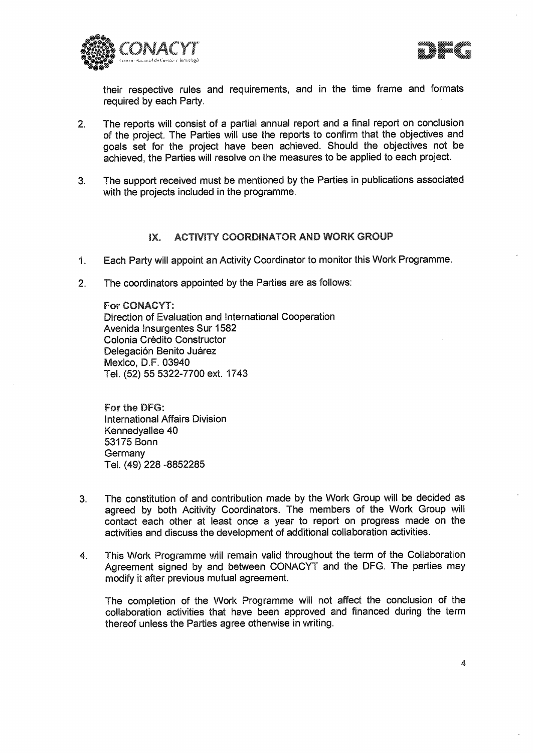their respective rules and requirements, and in the time frame and formats required by each Party.

2. The reports will consist of a partial annual report and a final report on conclusion of the project. The Parties will use the reports to confirm that the objectives and goals set for the project have been achieved. Should the objectives not be achieved, the Parties will resolve on the measures to be applied to each project.

3. The support received must be mentioned by the Parties in publications associated with the projects included in the programme.

## IX. ACTIVITY COORDINATOR AND WORK GROUP

1. Each Party will appoint an Activity Coordinator to monitor this Work Programme.

2. The coordinators appointed by the Parties are as follows:

   **For CONACYT:**
   Direction of Evaluation and International Cooperation
   Avenida Insurgentes Sur 1582
   Colonia Crédito Constructor
   Delegación Benito Juárez
   Mexico, D.F. 03940
   Tel. (52) 55 5322-7700 ext. 1743

   **For the DFG:**
   International Affairs Division
   Kennedyallee 40
   53175 Bonn
   Germany
   Tel. (49) 228 -8852285

3. The constitution of and contribution made by the Work Group will be decided as agreed by both Acitivity Coordinators. The members of the Work Group will contact each other at least once a year to report on progress made on the activities and discuss the development of additional collaboration activities.

4. This Work Programme will remain valid throughout the term of the Collaboration Agreement signed by and between CONACYT and the DFG. The parties may modify it after previous mutual agreement.

   The completion of the Work Programme will not affect the conclusion of the collaboration activities that have been approved and financed during the term thereof unless the Parties agree otherwise in writing.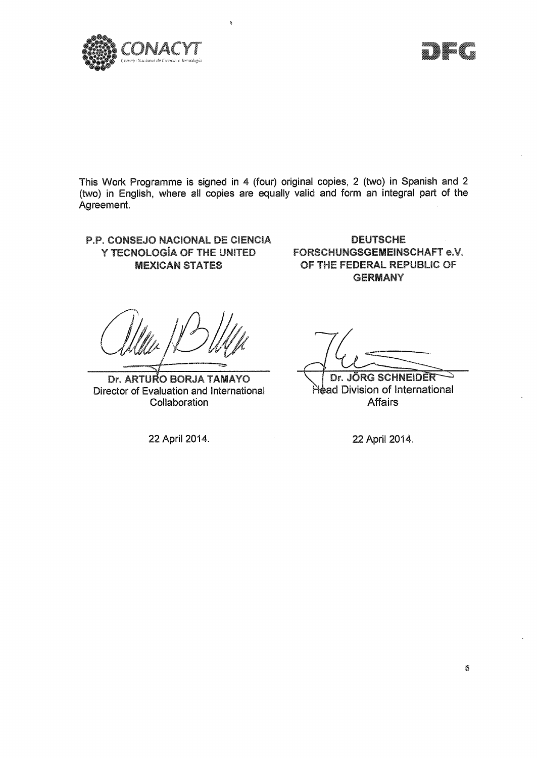This Work Programme is signed in 4 (four) original copies, 2 (two) in Spanish and 2 (two) in English, where all copies are equally valid and form an integral part of the Agreement.

| | |
|---|---|
| **P.P. CONSEJO NACIONAL DE CIENCIA Y TECNOLOGÍA OF THE UNITED MEXICAN STATES** | **DEUTSCHE FORSCHUNGSGEMEINSCHAFT e.V. OF THE FEDERAL REPUBLIC OF GERMANY** |
| **Dr. ARTURO BORJA TAMAYO**<br>Director of Evaluation and International Collaboration | **Dr. JÖRG SCHNEIDER**<br>Head Division of International Affairs |
| 22 April 2014. | 22 April 2014. |